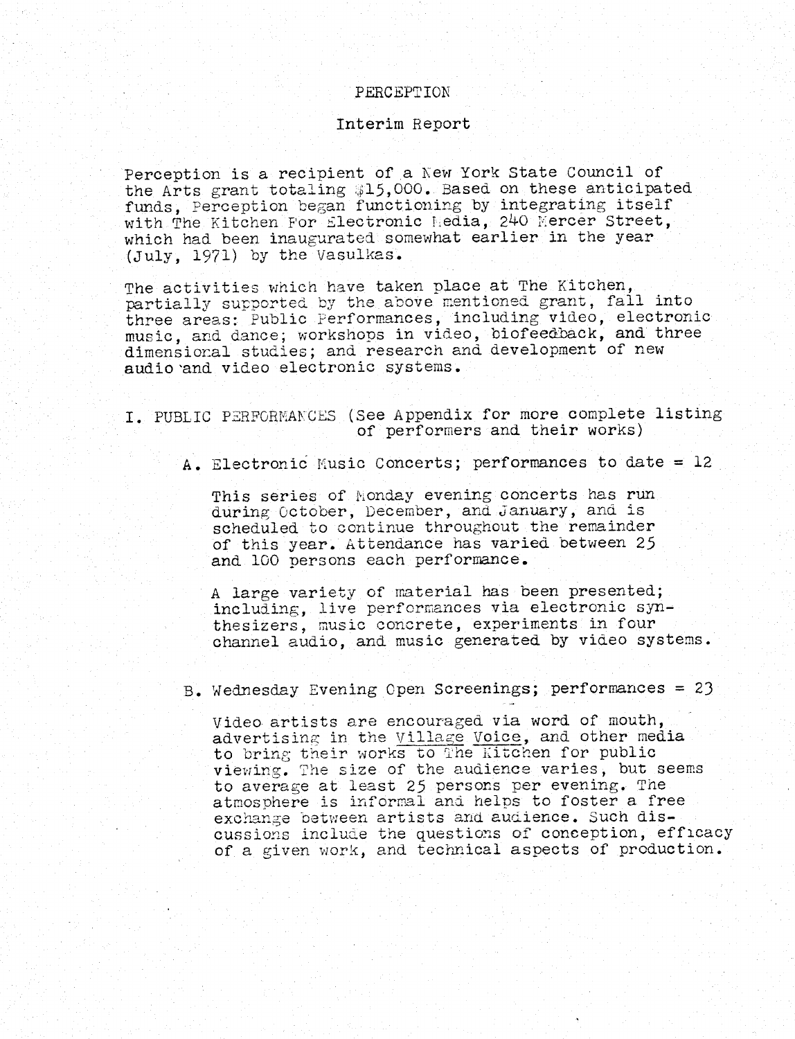# PERCEPTION

## Interim Report

Perception is a recipient of a New York State Council of the Arts grant totaling $15,000. Based on these anticipated funds, Perception began functioning by integrating itself with The Kitchen For Electronic Media, 240 Mercer Street, which had been inaugurated somewhat earlier in the year (July, 1971) by the Vasulkas.

The activities which have taken place at The Kitchen, partially supported by the above mentioned grant, fall into three areas: Public Performances, including video, electronic music, and dance; workshops in video, biofeedback, and three dimensional studies; and research and development of new audio and video electronic systems.

### I. PUBLIC PERFORMANCES (See Appendix for more complete listing of performers and their works)

#### A. Electronic Music Concerts; performances to date = 12

This series of Monday evening concerts has run during October, December, and January, and is scheduled to continue throughout the remainder of this year. Attendance has varied between 25 and 100 persons each performance.

A large variety of material has been presented; including, live performances via electronic synthesizers, music concrete, experiments in four channel audio, and music generated by video systems.

#### B. Wednesday Evening Open Screenings; performances = 23

Video artists are encouraged via word of mouth, advertising in the Village Voice, and other media to bring their works to The Kitchen for public viewing. The size of the audience varies, but seems to average at least 25 persons per evening. The atmosphere is informal and helps to foster a free exchange between artists and audience. Such discussions include the questions of conception, efficacy of a given work, and technical aspects of production.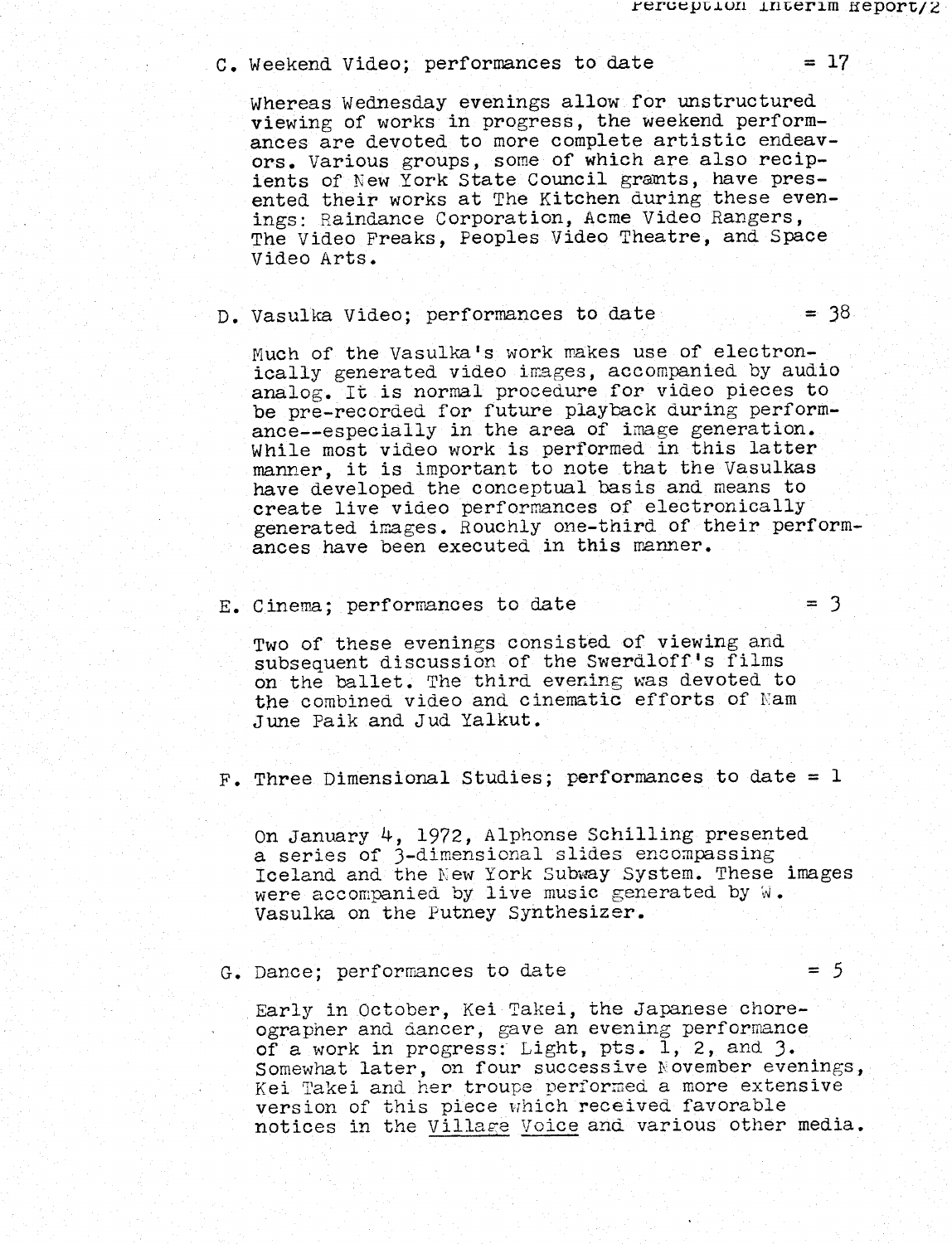C. Weekend Video; performances to date = 17

Whereas Wednesday evenings allow for unstructured viewing of works in progress, the weekend performances are devoted to more complete artistic endeavors. Various groups, some of which are also recipients of New York State Council grants, have presented their works at The Kitchen during these evenings: Raindance Corporation, Acme Video Rangers, The Video Freaks, Peoples Video Theatre, and Space Video Arts.

D. Vasulka Video; performances to date = 38

Much of the Vasulka's work makes use of electronically generated video images, accompanied by audio analog. It is normal procedure for video pieces to be pre-recorded for future playback during performance--especially in the area of image generation. While most video work is performed in this latter manner, it is important to note that the Vasulkas have developed the conceptual basis and means to create live video performances of electronically generated images. Rouchly one-third of their performances have been executed in this manner.

E. Cinema; performances to date = 3

Two of these evenings consisted of viewing and subsequent discussion of the Swerdloff's films on the ballet. The third evening was devoted to the combined video and cinematic efforts of Nam June Paik and Jud Yalkut.

F. Three Dimensional Studies; performances to date = 1

On January 4, 1972, Alphonse Schilling presented a series of 3-dimensional slides encompassing Iceland and the New York Subway System. These images were accompanied by live music generated by W. Vasulka on the Putney Synthesizer.

G. Dance; performances to date = 5

Early in October, Kei Takei, the Japanese choreographer and dancer, gave an evening performance of a work in progress: Light, pts. 1, 2, and 3. Somewhat later, on four successive November evenings, Kei Takei and her troupe performed a more extensive version of this piece which received favorable notices in the Village Voice and various other media.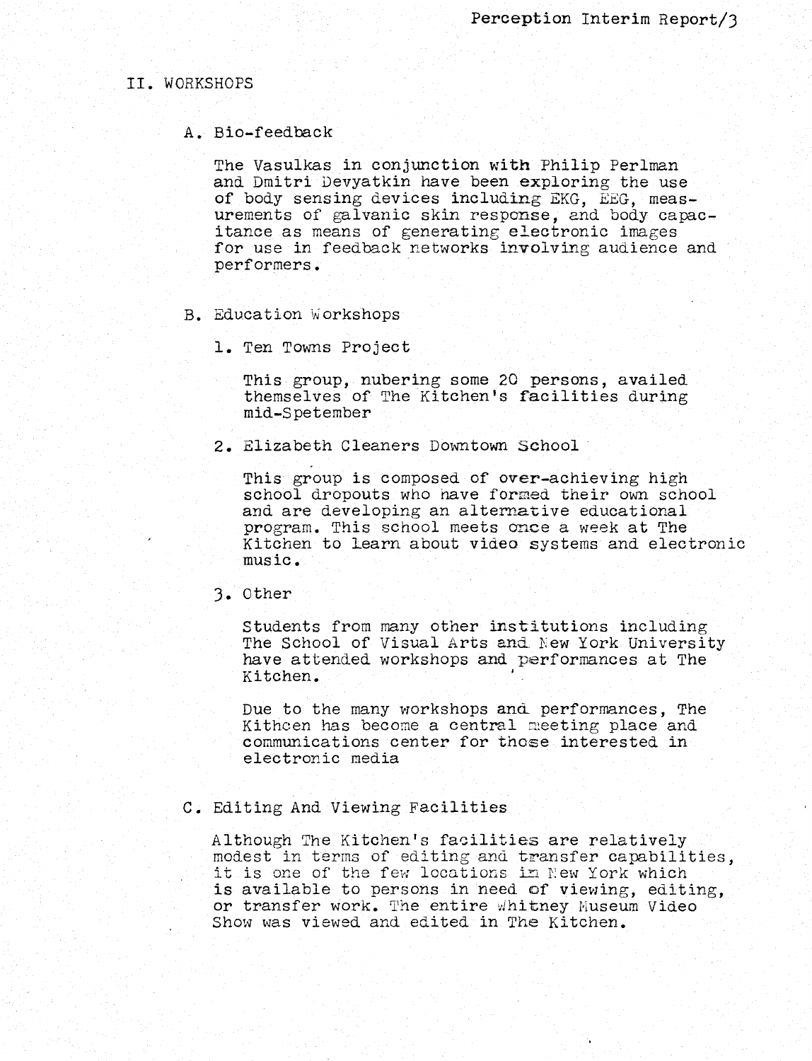## II. WORKSHOPS

### A. Bio-feedback

The Vasulkas in conjunction with Philip Perlman and Dmitri Devyatkin have been exploring the use of body sensing devices including EKG, EEG, measurements of galvanic skin response, and body capacitance as means of generating electronic images for use in feedback networks involving audience and performers.

### B. Education Workshops

1. Ten Towns Project

   This group, nubering some 20 persons, availed themselves of The Kitchen's facilities during mid-Spetember

2. Elizabeth Cleaners Downtown School

   This group is composed of over-achieving high school dropouts who have formed their own school and are developing an alternative educational program. This school meets once a week at The Kitchen to learn about video systems and electronic music.

3. Other

   Students from many other institutions including The School of Visual Arts and New York University have attended workshops and performances at The Kitchen.

   Due to the many workshops and performances, The Kithcen has become a central meeting place and communications center for those interested in electronic media

### C. Editing And Viewing Facilities

Although The Kitchen's facilities are relatively modest in terms of editing and transfer capabilities, it is one of the few locations in New York which is available to persons in need of viewing, editing, or transfer work. The entire Whitney Museum Video Show was viewed and edited in The Kitchen.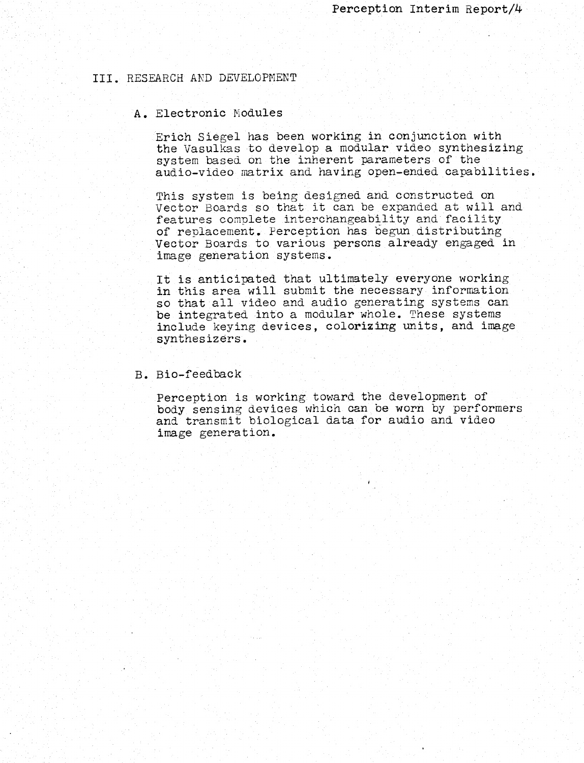## III. RESEARCH AND DEVELOPMENT

### A. Electronic Modules

Erich Siegel has been working in conjunction with the Vasulkas to develop a modular video synthesizing system based on the inherent parameters of the audio-video matrix and having open-ended capabilities.

This system is being designed and constructed on Vector Boards so that it can be expanded at will and features complete interchangeability and facility of replacement. Perception has begun distributing Vector Boards to various persons already engaged in image generation systems.

It is anticipated that ultimately everyone working in this area will submit the necessary information so that all video and audio generating systems can be integrated into a modular whole. These systems include keying devices, colorizing units, and image synthesizers.

### B. Bio-feedback

Perception is working toward the development of body sensing devices which can be worn by performers and transmit biological data for audio and video image generation.